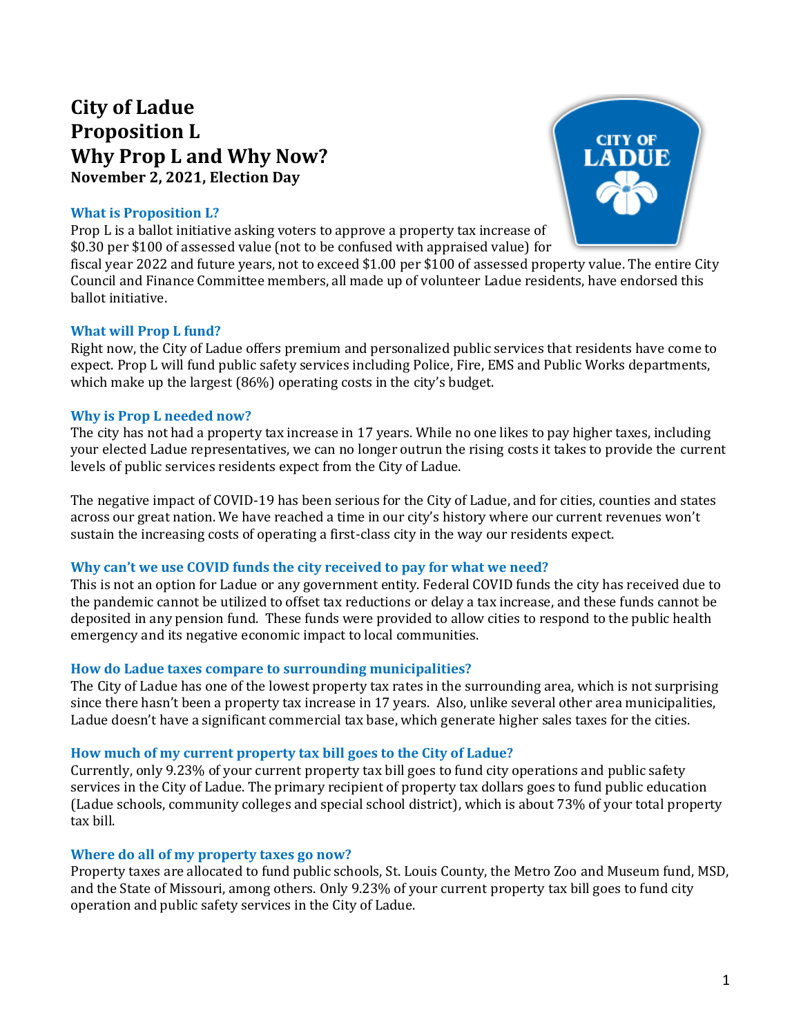# City of Ladue
# Proposition L
# Why Prop L and Why Now?

**November 2, 2021, Election Day**

### What is Proposition L?

Prop L is a ballot initiative asking voters to approve a property tax increase of $0.30 per $100 of assessed value (not to be confused with appraised value) for fiscal year 2022 and future years, not to exceed $1.00 per $100 of assessed property value. The entire City Council and Finance Committee members, all made up of volunteer Ladue residents, have endorsed this ballot initiative.

### What will Prop L fund?

Right now, the City of Ladue offers premium and personalized public services that residents have come to expect. Prop L will fund public safety services including Police, Fire, EMS and Public Works departments, which make up the largest (86%) operating costs in the city's budget.

### Why is Prop L needed now?

The city has not had a property tax increase in 17 years. While no one likes to pay higher taxes, including your elected Ladue representatives, we can no longer outrun the rising costs it takes to provide the current levels of public services residents expect from the City of Ladue.

The negative impact of COVID-19 has been serious for the City of Ladue, and for cities, counties and states across our great nation. We have reached a time in our city's history where our current revenues won't sustain the increasing costs of operating a first-class city in the way our residents expect.

### Why can't we use COVID funds the city received to pay for what we need?

This is not an option for Ladue or any government entity. Federal COVID funds the city has received due to the pandemic cannot be utilized to offset tax reductions or delay a tax increase, and these funds cannot be deposited in any pension fund. These funds were provided to allow cities to respond to the public health emergency and its negative economic impact to local communities.

### How do Ladue taxes compare to surrounding municipalities?

The City of Ladue has one of the lowest property tax rates in the surrounding area, which is not surprising since there hasn't been a property tax increase in 17 years. Also, unlike several other area municipalities, Ladue doesn't have a significant commercial tax base, which generate higher sales taxes for the cities.

### How much of my current property tax bill goes to the City of Ladue?

Currently, only 9.23% of your current property tax bill goes to fund city operations and public safety services in the City of Ladue. The primary recipient of property tax dollars goes to fund public education (Ladue schools, community colleges and special school district), which is about 73% of your total property tax bill.

### Where do all of my property taxes go now?

Property taxes are allocated to fund public schools, St. Louis County, the Metro Zoo and Museum fund, MSD, and the State of Missouri, among others. Only 9.23% of your current property tax bill goes to fund city operation and public safety services in the City of Ladue.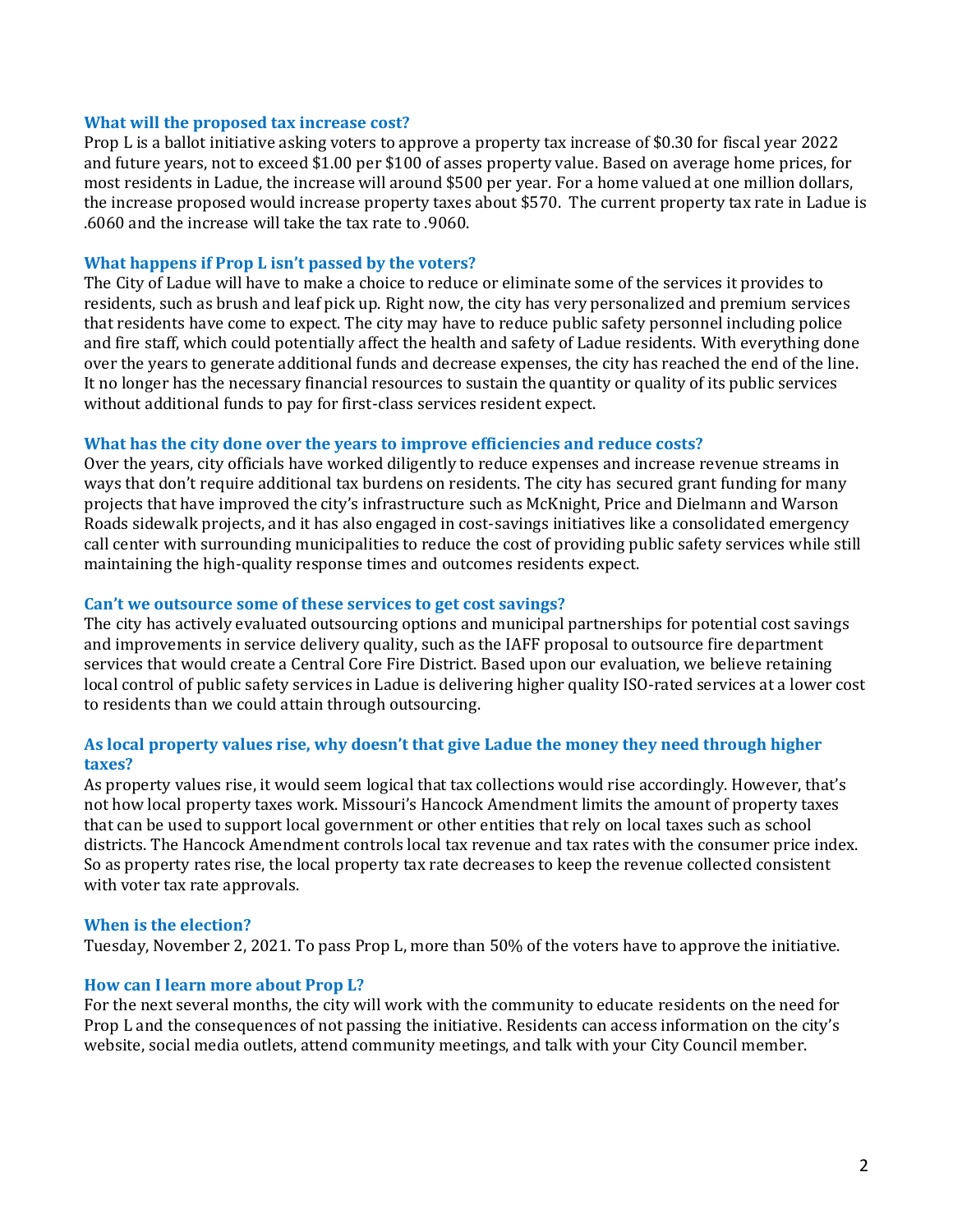### What will the proposed tax increase cost?

Prop L is a ballot initiative asking voters to approve a property tax increase of $0.30 for fiscal year 2022 and future years, not to exceed $1.00 per $100 of asses property value. Based on average home prices, for most residents in Ladue, the increase will around $500 per year. For a home valued at one million dollars, the increase proposed would increase property taxes about $570. The current property tax rate in Ladue is .6060 and the increase will take the tax rate to .9060.

### What happens if Prop L isn't passed by the voters?

The City of Ladue will have to make a choice to reduce or eliminate some of the services it provides to residents, such as brush and leaf pick up. Right now, the city has very personalized and premium services that residents have come to expect. The city may have to reduce public safety personnel including police and fire staff, which could potentially affect the health and safety of Ladue residents. With everything done over the years to generate additional funds and decrease expenses, the city has reached the end of the line. It no longer has the necessary financial resources to sustain the quantity or quality of its public services without additional funds to pay for first-class services resident expect.

### What has the city done over the years to improve efficiencies and reduce costs?

Over the years, city officials have worked diligently to reduce expenses and increase revenue streams in ways that don't require additional tax burdens on residents. The city has secured grant funding for many projects that have improved the city's infrastructure such as McKnight, Price and Dielmann and Warson Roads sidewalk projects, and it has also engaged in cost-savings initiatives like a consolidated emergency call center with surrounding municipalities to reduce the cost of providing public safety services while still maintaining the high-quality response times and outcomes residents expect.

### Can't we outsource some of these services to get cost savings?

The city has actively evaluated outsourcing options and municipal partnerships for potential cost savings and improvements in service delivery quality, such as the IAFF proposal to outsource fire department services that would create a Central Core Fire District. Based upon our evaluation, we believe retaining local control of public safety services in Ladue is delivering higher quality ISO-rated services at a lower cost to residents than we could attain through outsourcing.

### As local property values rise, why doesn't that give Ladue the money they need through higher taxes?

As property values rise, it would seem logical that tax collections would rise accordingly. However, that's not how local property taxes work. Missouri's Hancock Amendment limits the amount of property taxes that can be used to support local government or other entities that rely on local taxes such as school districts. The Hancock Amendment controls local tax revenue and tax rates with the consumer price index. So as property rates rise, the local property tax rate decreases to keep the revenue collected consistent with voter tax rate approvals.

### When is the election?

Tuesday, November 2, 2021. To pass Prop L, more than 50% of the voters have to approve the initiative.

### How can I learn more about Prop L?

For the next several months, the city will work with the community to educate residents on the need for Prop L and the consequences of not passing the initiative. Residents can access information on the city's website, social media outlets, attend community meetings, and talk with your City Council member.